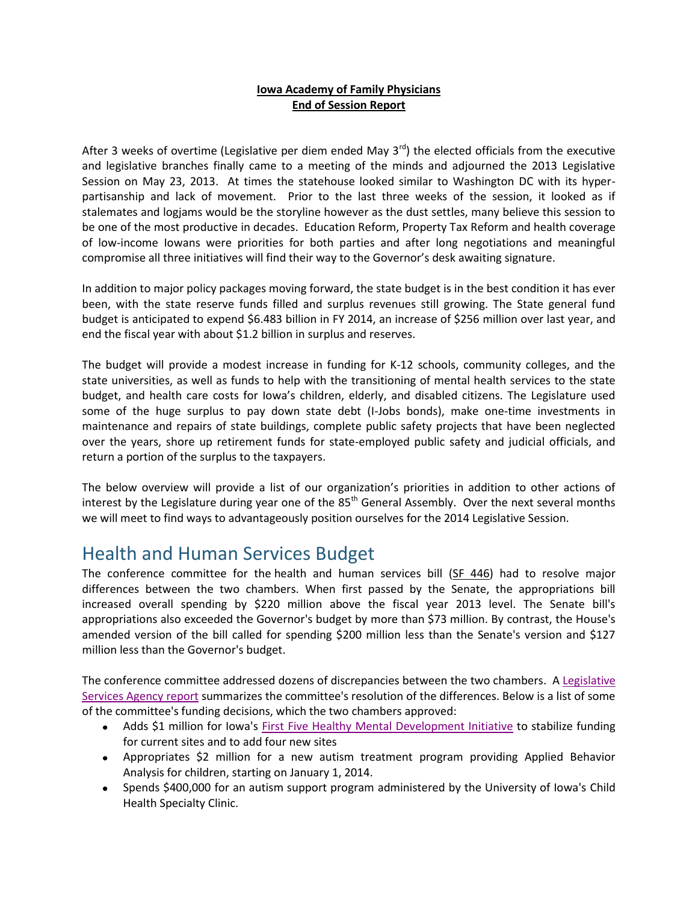**Iowa Academy of Family Physicians**
**End of Session Report**

After 3 weeks of overtime (Legislative per diem ended May 3rd) the elected officials from the executive and legislative branches finally came to a meeting of the minds and adjourned the 2013 Legislative Session on May 23, 2013. At times the statehouse looked similar to Washington DC with its hyper-partisanship and lack of movement. Prior to the last three weeks of the session, it looked as if stalemates and logjams would be the storyline however as the dust settles, many believe this session to be one of the most productive in decades. Education Reform, Property Tax Reform and health coverage of low-income Iowans were priorities for both parties and after long negotiations and meaningful compromise all three initiatives will find their way to the Governor's desk awaiting signature.

In addition to major policy packages moving forward, the state budget is in the best condition it has ever been, with the state reserve funds filled and surplus revenues still growing. The State general fund budget is anticipated to expend $6.483 billion in FY 2014, an increase of $256 million over last year, and end the fiscal year with about $1.2 billion in surplus and reserves.

The budget will provide a modest increase in funding for K-12 schools, community colleges, and the state universities, as well as funds to help with the transitioning of mental health services to the state budget, and health care costs for Iowa's children, elderly, and disabled citizens. The Legislature used some of the huge surplus to pay down state debt (I-Jobs bonds), make one-time investments in maintenance and repairs of state buildings, complete public safety projects that have been neglected over the years, shore up retirement funds for state-employed public safety and judicial officials, and return a portion of the surplus to the taxpayers.

The below overview will provide a list of our organization's priorities in addition to other actions of interest by the Legislature during year one of the 85th General Assembly. Over the next several months we will meet to find ways to advantageously position ourselves for the 2014 Legislative Session.

# Health and Human Services Budget

The conference committee for the health and human services bill (SF 446) had to resolve major differences between the two chambers. When first passed by the Senate, the appropriations bill increased overall spending by $220 million above the fiscal year 2013 level. The Senate bill's appropriations also exceeded the Governor's budget by more than $73 million. By contrast, the House's amended version of the bill called for spending $200 million less than the Senate's version and $127 million less than the Governor's budget.

The conference committee addressed dozens of discrepancies between the two chambers. A Legislative Services Agency report summarizes the committee's resolution of the differences. Below is a list of some of the committee's funding decisions, which the two chambers approved:

- Adds $1 million for Iowa's First Five Healthy Mental Development Initiative to stabilize funding for current sites and to add four new sites
- Appropriates $2 million for a new autism treatment program providing Applied Behavior Analysis for children, starting on January 1, 2014.
- Spends $400,000 for an autism support program administered by the University of Iowa's Child Health Specialty Clinic.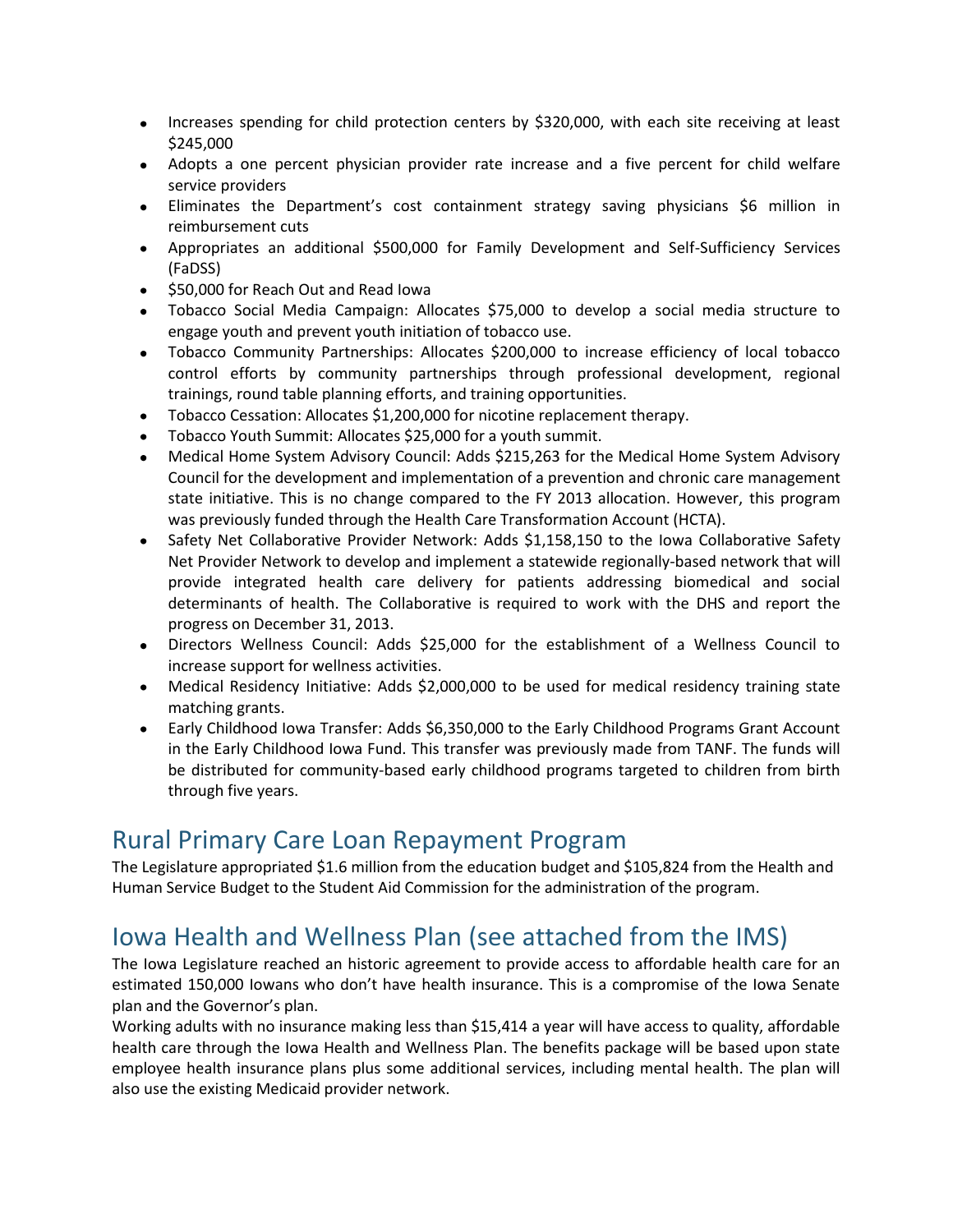- Increases spending for child protection centers by $320,000, with each site receiving at least $245,000
- Adopts a one percent physician provider rate increase and a five percent for child welfare service providers
- Eliminates the Department's cost containment strategy saving physicians $6 million in reimbursement cuts
- Appropriates an additional $500,000 for Family Development and Self-Sufficiency Services (FaDSS)
- $50,000 for Reach Out and Read Iowa
- Tobacco Social Media Campaign: Allocates $75,000 to develop a social media structure to engage youth and prevent youth initiation of tobacco use.
- Tobacco Community Partnerships: Allocates $200,000 to increase efficiency of local tobacco control efforts by community partnerships through professional development, regional trainings, round table planning efforts, and training opportunities.
- Tobacco Cessation: Allocates $1,200,000 for nicotine replacement therapy.
- Tobacco Youth Summit: Allocates $25,000 for a youth summit.
- Medical Home System Advisory Council: Adds $215,263 for the Medical Home System Advisory Council for the development and implementation of a prevention and chronic care management state initiative. This is no change compared to the FY 2013 allocation. However, this program was previously funded through the Health Care Transformation Account (HCTA).
- Safety Net Collaborative Provider Network: Adds $1,158,150 to the Iowa Collaborative Safety Net Provider Network to develop and implement a statewide regionally-based network that will provide integrated health care delivery for patients addressing biomedical and social determinants of health. The Collaborative is required to work with the DHS and report the progress on December 31, 2013.
- Directors Wellness Council: Adds $25,000 for the establishment of a Wellness Council to increase support for wellness activities.
- Medical Residency Initiative: Adds $2,000,000 to be used for medical residency training state matching grants.
- Early Childhood Iowa Transfer: Adds $6,350,000 to the Early Childhood Programs Grant Account in the Early Childhood Iowa Fund. This transfer was previously made from TANF. The funds will be distributed for community-based early childhood programs targeted to children from birth through five years.

## Rural Primary Care Loan Repayment Program

The Legislature appropriated $1.6 million from the education budget and $105,824 from the Health and Human Service Budget to the Student Aid Commission for the administration of the program.

## Iowa Health and Wellness Plan (see attached from the IMS)

The Iowa Legislature reached an historic agreement to provide access to affordable health care for an estimated 150,000 Iowans who don't have health insurance. This is a compromise of the Iowa Senate plan and the Governor's plan.

Working adults with no insurance making less than $15,414 a year will have access to quality, affordable health care through the Iowa Health and Wellness Plan. The benefits package will be based upon state employee health insurance plans plus some additional services, including mental health. The plan will also use the existing Medicaid provider network.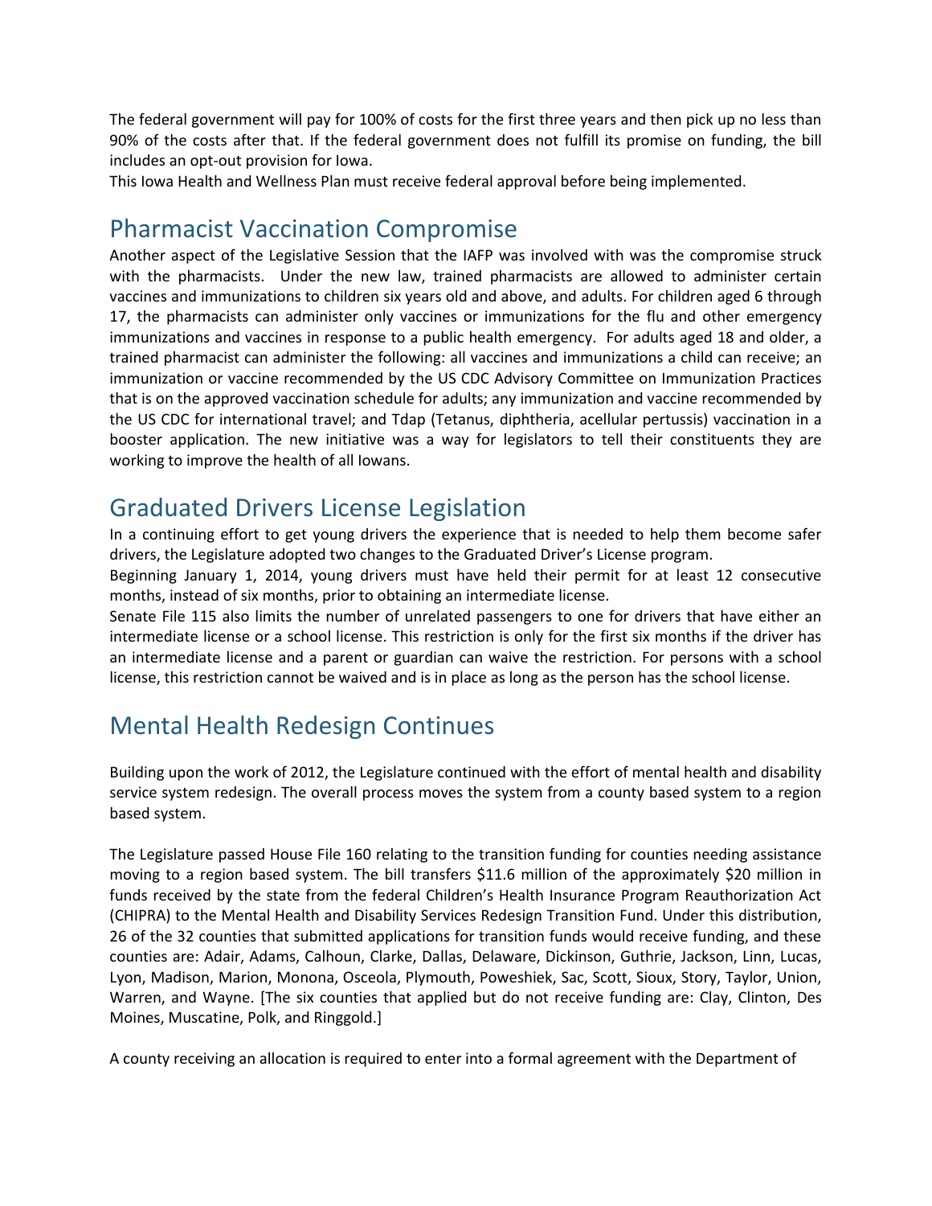The federal government will pay for 100% of costs for the first three years and then pick up no less than 90% of the costs after that. If the federal government does not fulfill its promise on funding, the bill includes an opt-out provision for Iowa.

This Iowa Health and Wellness Plan must receive federal approval before being implemented.

## Pharmacist Vaccination Compromise

Another aspect of the Legislative Session that the IAFP was involved with was the compromise struck with the pharmacists. Under the new law, trained pharmacists are allowed to administer certain vaccines and immunizations to children six years old and above, and adults. For children aged 6 through 17, the pharmacists can administer only vaccines or immunizations for the flu and other emergency immunizations and vaccines in response to a public health emergency. For adults aged 18 and older, a trained pharmacist can administer the following: all vaccines and immunizations a child can receive; an immunization or vaccine recommended by the US CDC Advisory Committee on Immunization Practices that is on the approved vaccination schedule for adults; any immunization and vaccine recommended by the US CDC for international travel; and Tdap (Tetanus, diphtheria, acellular pertussis) vaccination in a booster application. The new initiative was a way for legislators to tell their constituents they are working to improve the health of all Iowans.

## Graduated Drivers License Legislation

In a continuing effort to get young drivers the experience that is needed to help them become safer drivers, the Legislature adopted two changes to the Graduated Driver's License program.

Beginning January 1, 2014, young drivers must have held their permit for at least 12 consecutive months, instead of six months, prior to obtaining an intermediate license.

Senate File 115 also limits the number of unrelated passengers to one for drivers that have either an intermediate license or a school license. This restriction is only for the first six months if the driver has an intermediate license and a parent or guardian can waive the restriction. For persons with a school license, this restriction cannot be waived and is in place as long as the person has the school license.

## Mental Health Redesign Continues

Building upon the work of 2012, the Legislature continued with the effort of mental health and disability service system redesign. The overall process moves the system from a county based system to a region based system.

The Legislature passed House File 160 relating to the transition funding for counties needing assistance moving to a region based system. The bill transfers $11.6 million of the approximately $20 million in funds received by the state from the federal Children's Health Insurance Program Reauthorization Act (CHIPRA) to the Mental Health and Disability Services Redesign Transition Fund. Under this distribution, 26 of the 32 counties that submitted applications for transition funds would receive funding, and these counties are: Adair, Adams, Calhoun, Clarke, Dallas, Delaware, Dickinson, Guthrie, Jackson, Linn, Lucas, Lyon, Madison, Marion, Monona, Osceola, Plymouth, Poweshiek, Sac, Scott, Sioux, Story, Taylor, Union, Warren, and Wayne. [The six counties that applied but do not receive funding are: Clay, Clinton, Des Moines, Muscatine, Polk, and Ringgold.]

A county receiving an allocation is required to enter into a formal agreement with the Department of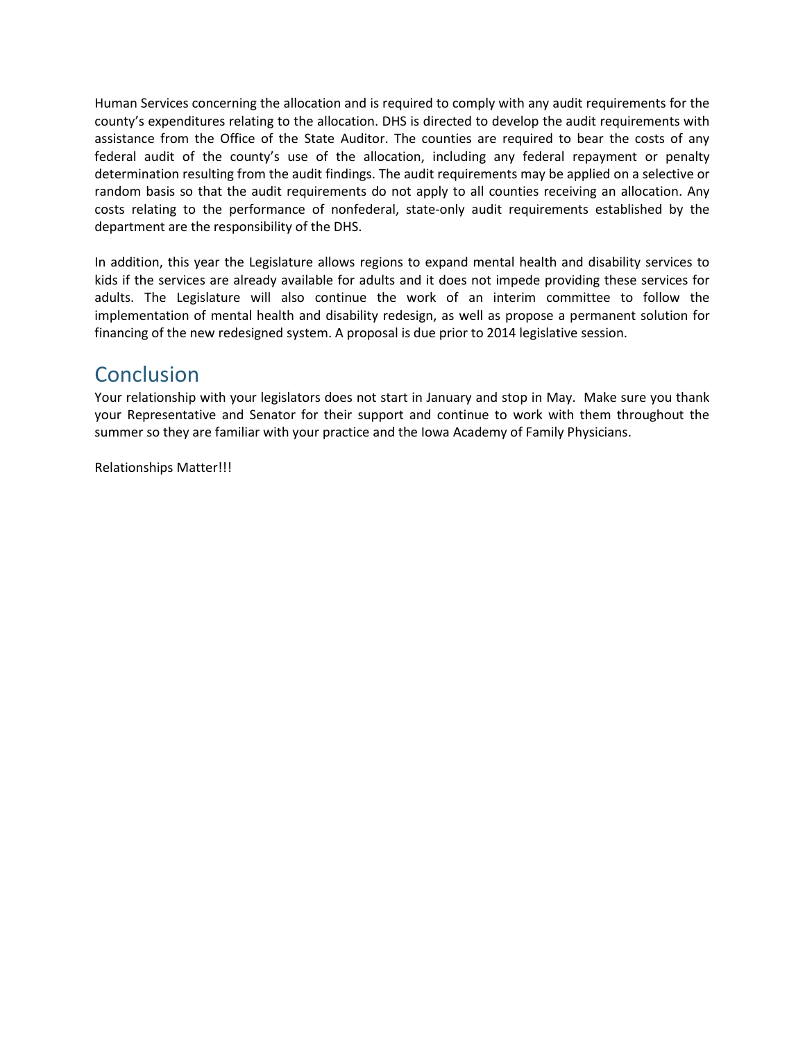Human Services concerning the allocation and is required to comply with any audit requirements for the county's expenditures relating to the allocation. DHS is directed to develop the audit requirements with assistance from the Office of the State Auditor. The counties are required to bear the costs of any federal audit of the county's use of the allocation, including any federal repayment or penalty determination resulting from the audit findings. The audit requirements may be applied on a selective or random basis so that the audit requirements do not apply to all counties receiving an allocation. Any costs relating to the performance of nonfederal, state-only audit requirements established by the department are the responsibility of the DHS.

In addition, this year the Legislature allows regions to expand mental health and disability services to kids if the services are already available for adults and it does not impede providing these services for adults. The Legislature will also continue the work of an interim committee to follow the implementation of mental health and disability redesign, as well as propose a permanent solution for financing of the new redesigned system. A proposal is due prior to 2014 legislative session.

## Conclusion

Your relationship with your legislators does not start in January and stop in May. Make sure you thank your Representative and Senator for their support and continue to work with them throughout the summer so they are familiar with your practice and the Iowa Academy of Family Physicians.

Relationships Matter!!!